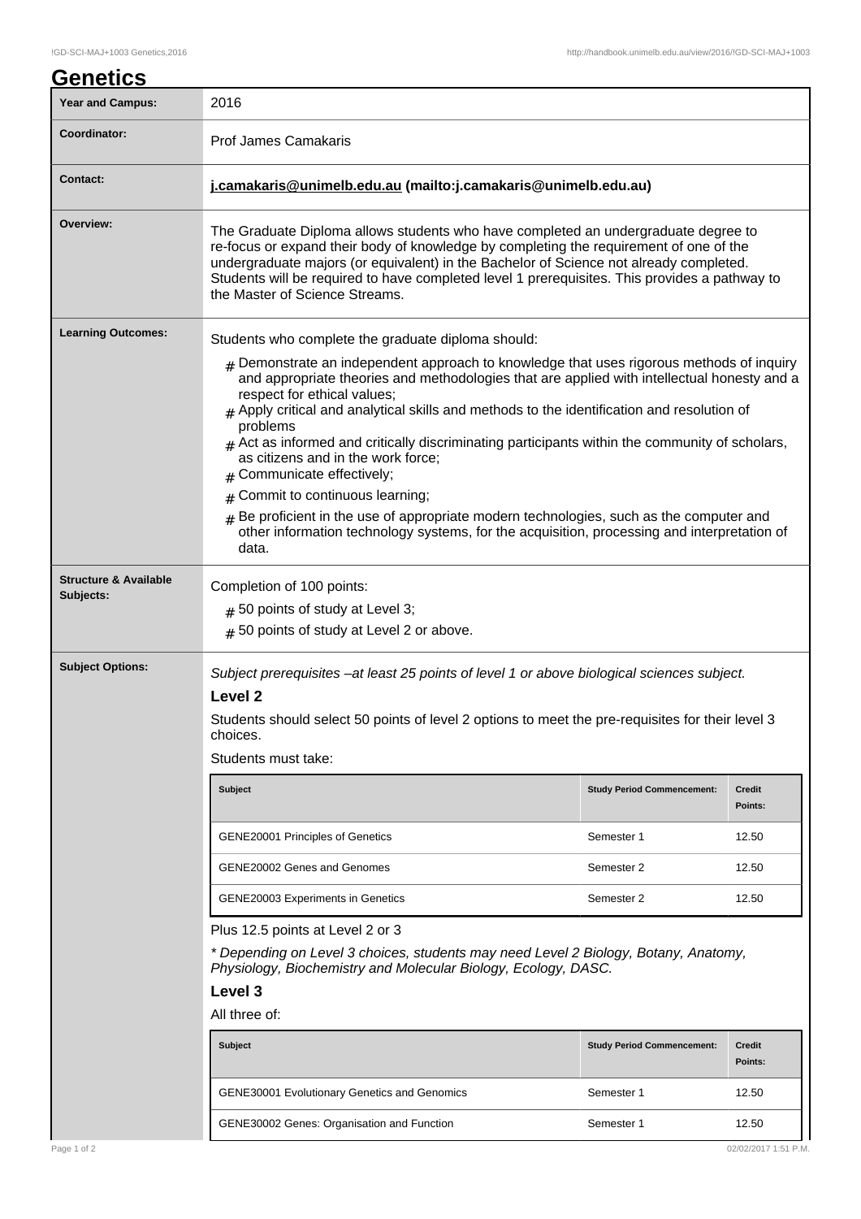# Genetics

| | |
|---|---|
| **Year and Campus:** | 2016 |
| **Coordinator:** | Prof James Camakaris |
| **Contact:** | **j.camakaris@unimelb.edu.au (mailto:j.camakaris@unimelb.edu.au)** |
| **Overview:** | The Graduate Diploma allows students who have completed an undergraduate degree to re-focus or expand their body of knowledge by completing the requirement of one of the undergraduate majors (or equivalent) in the Bachelor of Science not already completed. Students will be required to have completed level 1 prerequisites. This provides a pathway to the Master of Science Streams. |
| **Learning Outcomes:** | Students who complete the graduate diploma should:<br># Demonstrate an independent approach to knowledge that uses rigorous methods of inquiry and appropriate theories and methodologies that are applied with intellectual honesty and a respect for ethical values;<br># Apply critical and analytical skills and methods to the identification and resolution of problems<br># Act as informed and critically discriminating participants within the community of scholars, as citizens and in the work force;<br># Communicate effectively;<br># Commit to continuous learning;<br># Be proficient in the use of appropriate modern technologies, such as the computer and other information technology systems, for the acquisition, processing and interpretation of data. |
| **Structure & Available Subjects:** | Completion of 100 points:<br># 50 points of study at Level 3;<br># 50 points of study at Level 2 or above. |

**Subject Options:**

*Subject prerequisites –at least 25 points of level 1 or above biological sciences subject.*

**Level 2**

Students should select 50 points of level 2 options to meet the pre-requisites for their level 3 choices.

Students must take:

| Subject | Study Period Commencement: | Credit Points: |
|---|---|---|
| GENE20001 Principles of Genetics | Semester 1 | 12.50 |
| GENE20002 Genes and Genomes | Semester 2 | 12.50 |
| GENE20003 Experiments in Genetics | Semester 2 | 12.50 |

Plus 12.5 points at Level 2 or 3

*\* Depending on Level 3 choices, students may need Level 2 Biology, Botany, Anatomy, Physiology, Biochemistry and Molecular Biology, Ecology, DASC.*

**Level 3**

All three of:

| Subject | Study Period Commencement: | Credit Points: |
|---|---|---|
| GENE30001 Evolutionary Genetics and Genomics | Semester 1 | 12.50 |
| GENE30002 Genes: Organisation and Function | Semester 1 | 12.50 |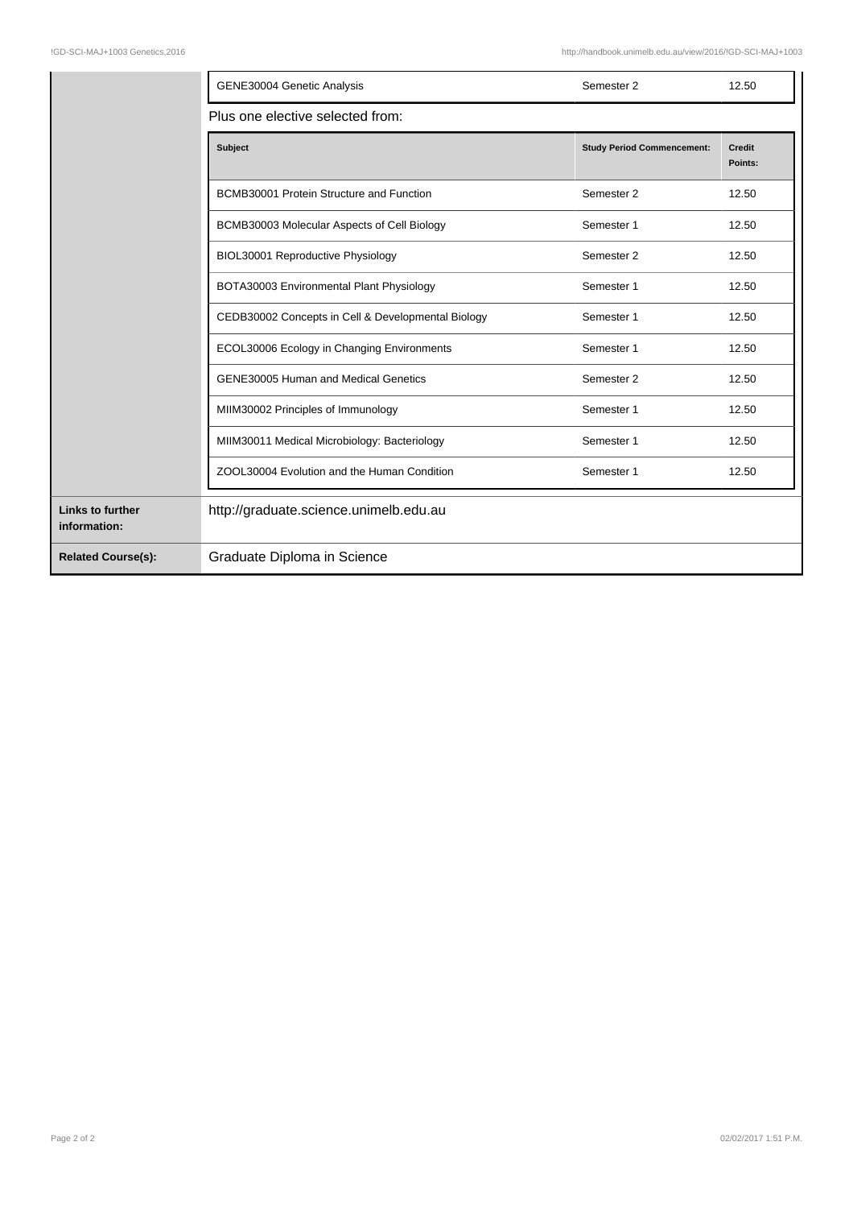| | | | |
|---|---|---|---|
| | GENE30004 Genetic Analysis | Semester 2 | 12.50 |
| | Plus one elective selected from: | | |
| | **Subject** | **Study Period Commencement:** | **Credit Points:** |
| | BCMB30001 Protein Structure and Function | Semester 2 | 12.50 |
| | BCMB30003 Molecular Aspects of Cell Biology | Semester 1 | 12.50 |
| | BIOL30001 Reproductive Physiology | Semester 2 | 12.50 |
| | BOTA30003 Environmental Plant Physiology | Semester 1 | 12.50 |
| | CEDB30002 Concepts in Cell & Developmental Biology | Semester 1 | 12.50 |
| | ECOL30006 Ecology in Changing Environments | Semester 1 | 12.50 |
| | GENE30005 Human and Medical Genetics | Semester 2 | 12.50 |
| | MIIM30002 Principles of Immunology | Semester 1 | 12.50 |
| | MIIM30011 Medical Microbiology: Bacteriology | Semester 1 | 12.50 |
| | ZOOL30004 Evolution and the Human Condition | Semester 1 | 12.50 |
| **Links to further information:** | http://graduate.science.unimelb.edu.au | | |
| **Related Course(s):** | Graduate Diploma in Science | | |